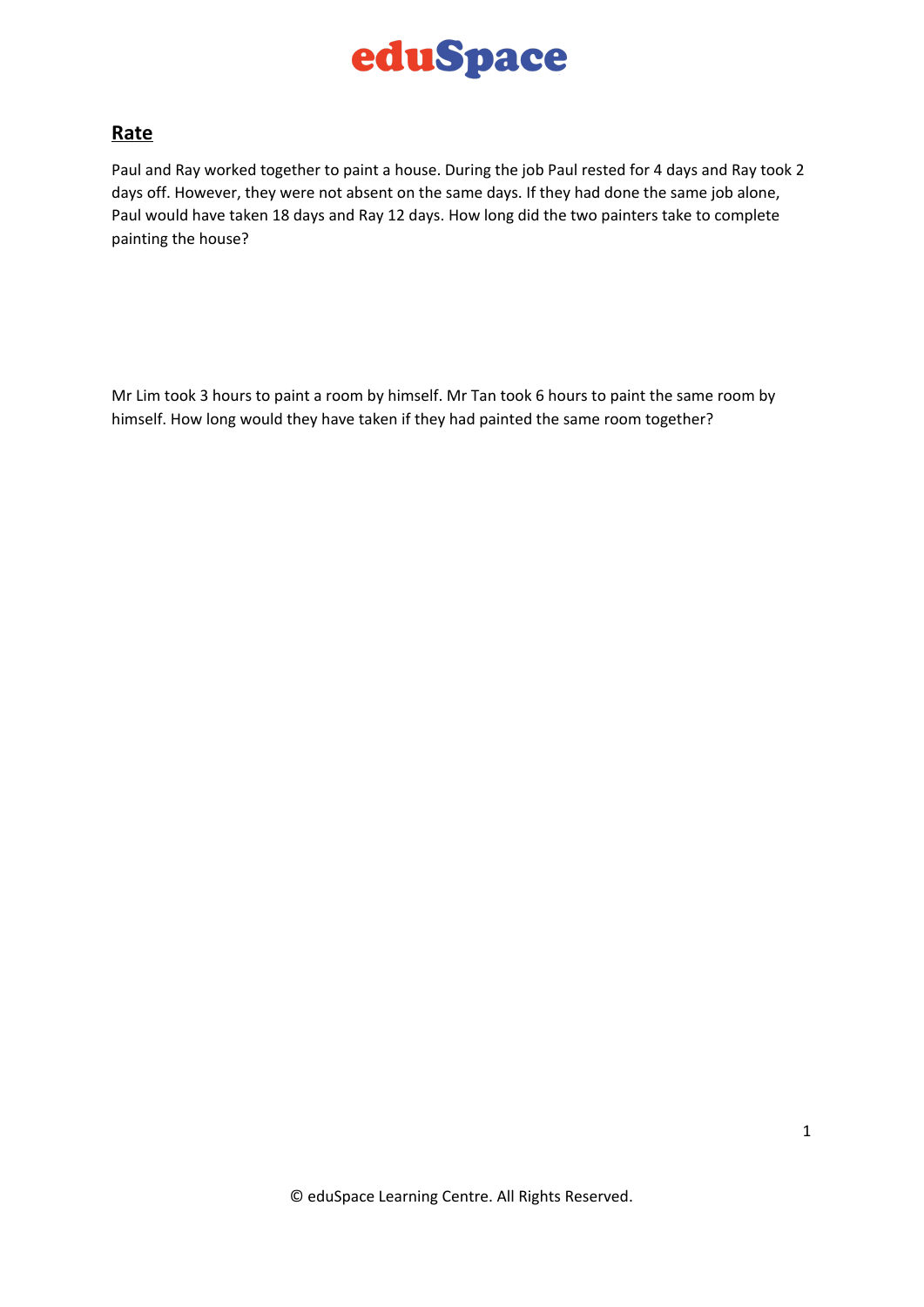# eduSpace

## Rate

Paul and Ray worked together to paint a house. During the job Paul rested for 4 days and Ray took 2 days off. However, they were not absent on the same days. If they had done the same job alone, Paul would have taken 18 days and Ray 12 days. How long did the two painters take to complete painting the house?

Mr Lim took 3 hours to paint a room by himself. Mr Tan took 6 hours to paint the same room by himself. How long would they have taken if they had painted the same room together?

© eduSpace Learning Centre. All Rights Reserved.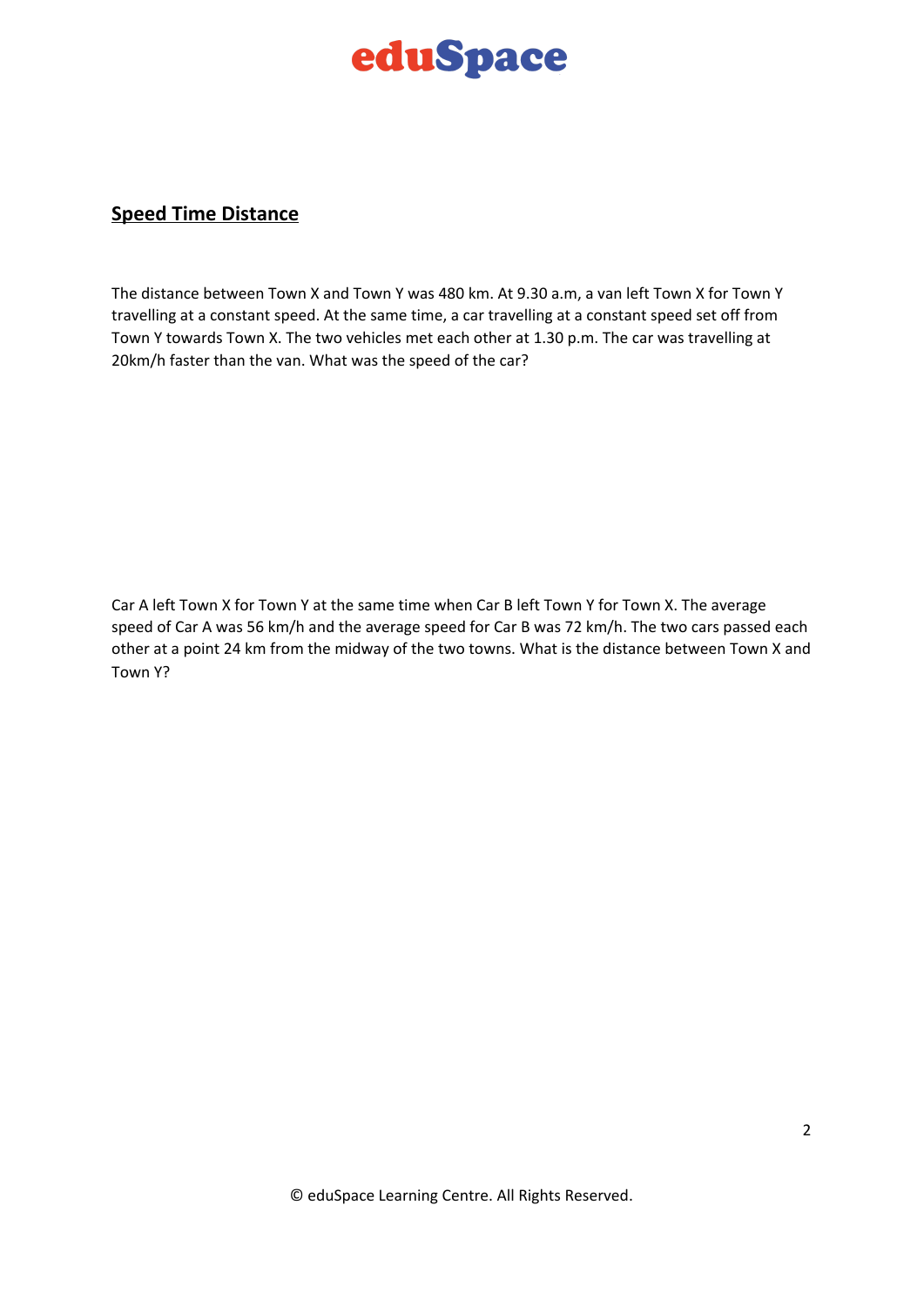## Speed Time Distance

The distance between Town X and Town Y was 480 km. At 9.30 a.m, a van left Town X for Town Y travelling at a constant speed. At the same time, a car travelling at a constant speed set off from Town Y towards Town X. The two vehicles met each other at 1.30 p.m. The car was travelling at 20km/h faster than the van. What was the speed of the car?

Car A left Town X for Town Y at the same time when Car B left Town Y for Town X. The average speed of Car A was 56 km/h and the average speed for Car B was 72 km/h. The two cars passed each other at a point 24 km from the midway of the two towns. What is the distance between Town X and Town Y?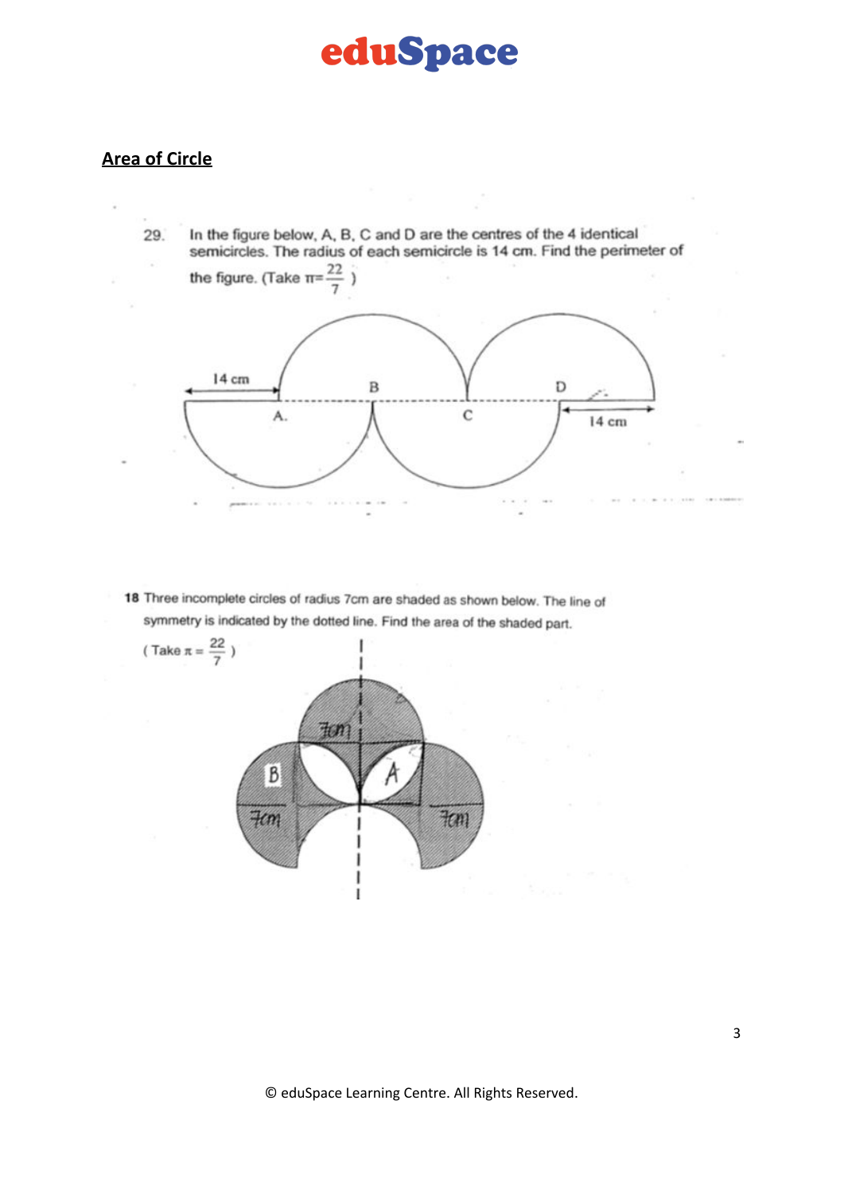## Area of Circle

29. In the figure below, A, B, C and D are the centres of the 4 identical semicircles. The radius of each semicircle is 14 cm. Find the perimeter of the figure. (Take $\pi = \frac{22}{7}$ )

14 cm

A.

B

C

D

14 cm

18 Three incomplete circles of radius 7cm are shaded as shown below. The line of symmetry is indicated by the dotted line. Find the area of the shaded part.

( Take $\pi = \frac{22}{7}$ )

7cm

B

A

7cm

7cm

© eduSpace Learning Centre. All Rights Reserved.